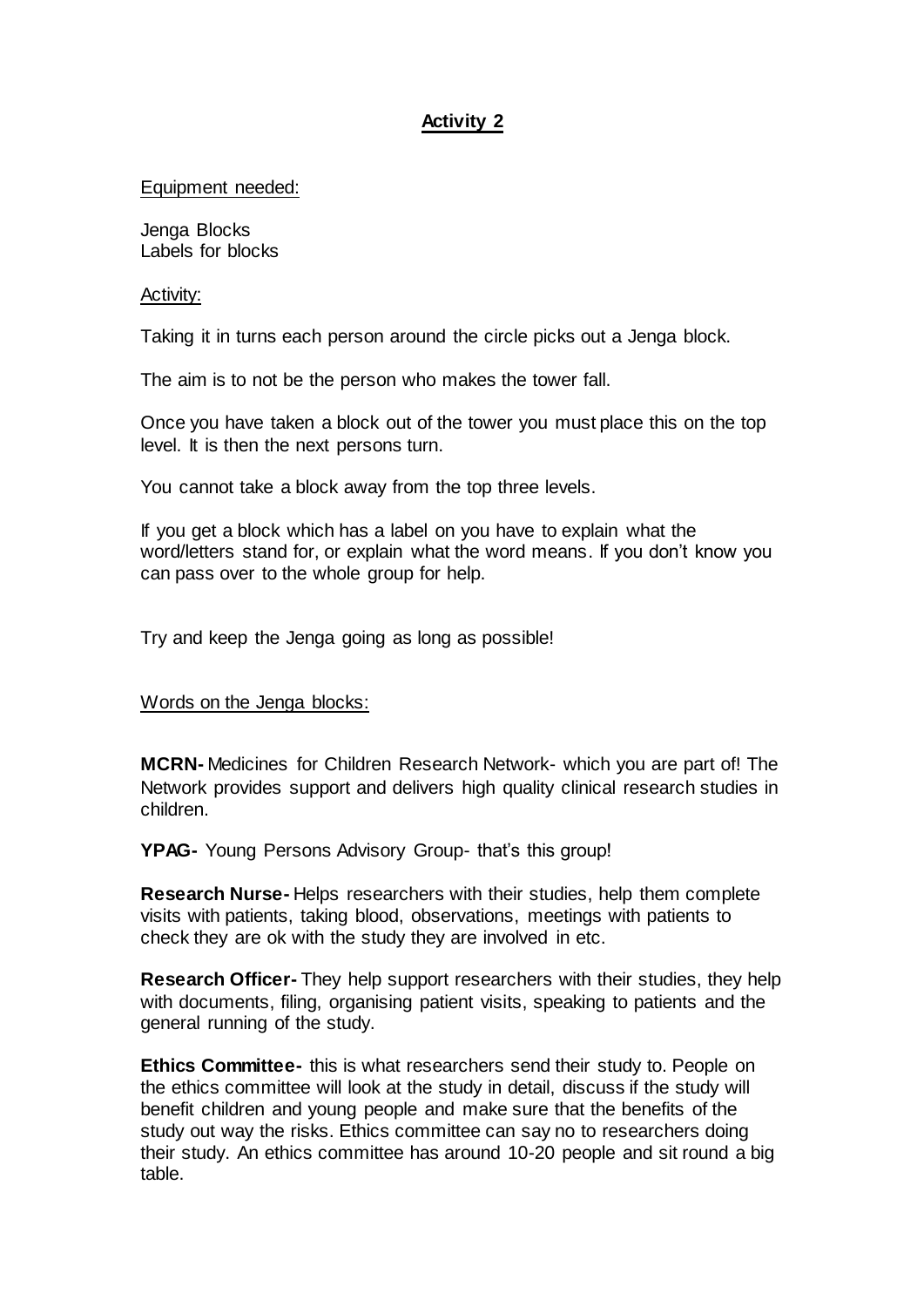# Activity 2

Equipment needed:

Jenga Blocks
Labels for blocks

Activity:

Taking it in turns each person around the circle picks out a Jenga block.

The aim is to not be the person who makes the tower fall.

Once you have taken a block out of the tower you must place this on the top level. It is then the next persons turn.

You cannot take a block away from the top three levels.

If you get a block which has a label on you have to explain what the word/letters stand for, or explain what the word means. If you don't know you can pass over to the whole group for help.

Try and keep the Jenga going as long as possible!

Words on the Jenga blocks:

**MCRN-** Medicines for Children Research Network- which you are part of! The Network provides support and delivers high quality clinical research studies in children.

**YPAG-** Young Persons Advisory Group- that's this group!

**Research Nurse-** Helps researchers with their studies, help them complete visits with patients, taking blood, observations, meetings with patients to check they are ok with the study they are involved in etc.

**Research Officer-** They help support researchers with their studies, they help with documents, filing, organising patient visits, speaking to patients and the general running of the study.

**Ethics Committee-** this is what researchers send their study to. People on the ethics committee will look at the study in detail, discuss if the study will benefit children and young people and make sure that the benefits of the study out way the risks. Ethics committee can say no to researchers doing their study. An ethics committee has around 10-20 people and sit round a big table.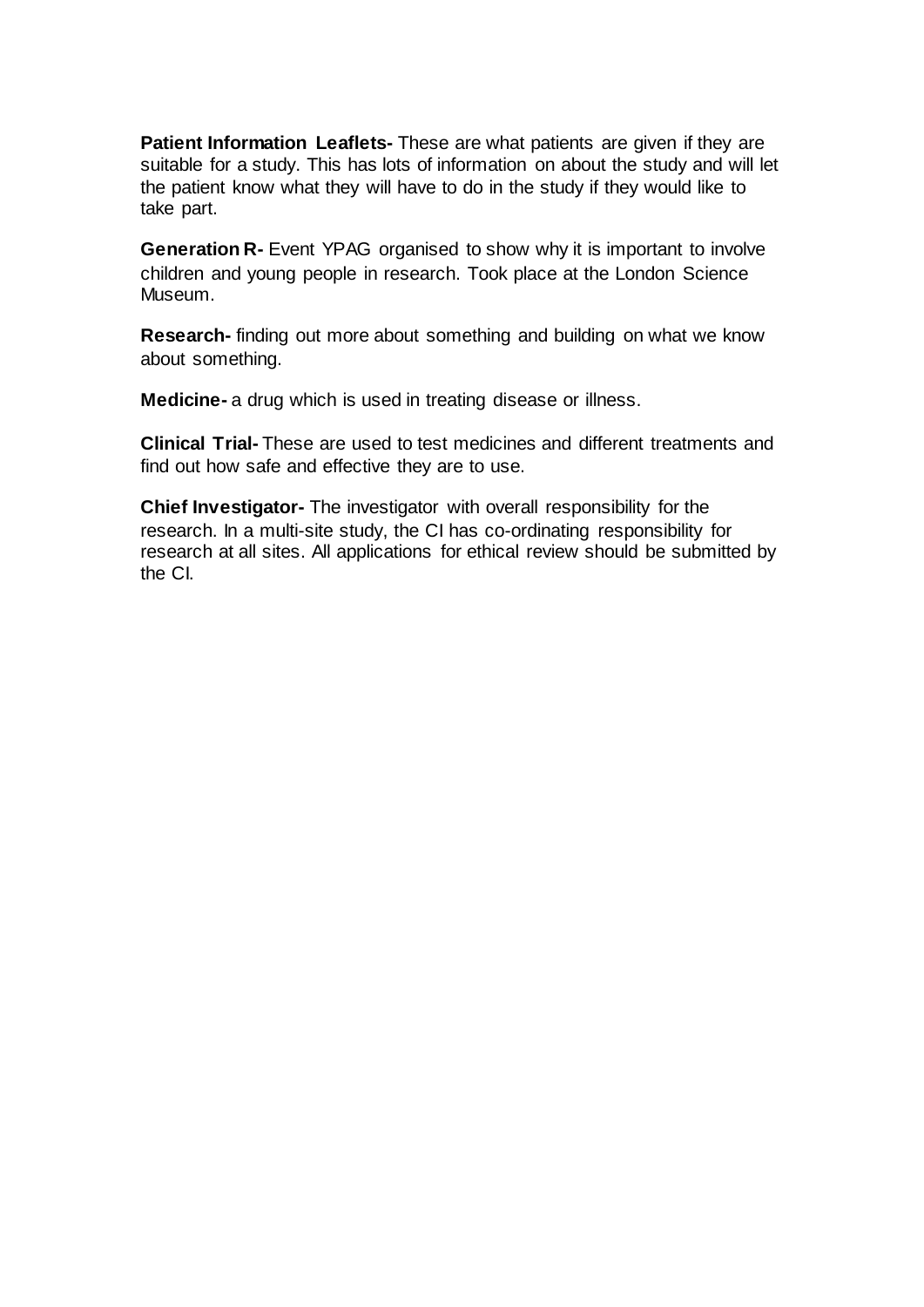**Patient Information Leaflets-** These are what patients are given if they are suitable for a study. This has lots of information on about the study and will let the patient know what they will have to do in the study if they would like to take part.

**Generation R-** Event YPAG organised to show why it is important to involve children and young people in research. Took place at the London Science Museum.

**Research-** finding out more about something and building on what we know about something.

**Medicine-** a drug which is used in treating disease or illness.

**Clinical Trial-** These are used to test medicines and different treatments and find out how safe and effective they are to use.

**Chief Investigator-** The investigator with overall responsibility for the research. In a multi-site study, the CI has co-ordinating responsibility for research at all sites. All applications for ethical review should be submitted by the CI.